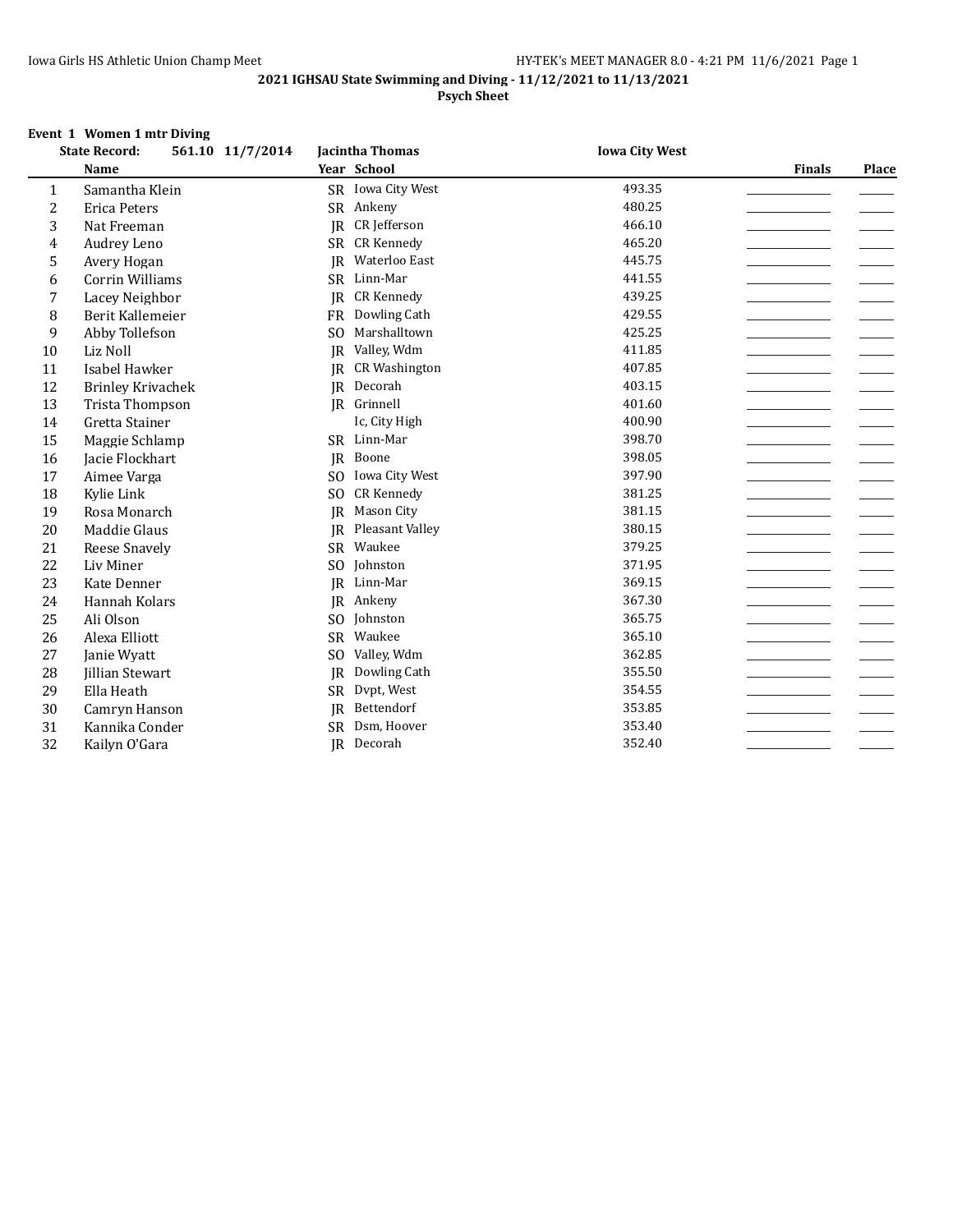**2021 IGHSAU State Swimming and Diving - 11/12/2021 to 11/13/2021**

**Psych Sheet**

**Event 1 Women 1 mtr Diving**

**State Record: 561.10 11/7/2014 Jacintha Thomas Iowa City West**

| | Name | Year | School | | Finals | Place |
|---|---|---|---|---|---|---|
| 1 | Samantha Klein | SR | Iowa City West | 493.35 | | |
| 2 | Erica Peters | SR | Ankeny | 480.25 | | |
| 3 | Nat Freeman | JR | CR Jefferson | 466.10 | | |
| 4 | Audrey Leno | SR | CR Kennedy | 465.20 | | |
| 5 | Avery Hogan | JR | Waterloo East | 445.75 | | |
| 6 | Corrin Williams | SR | Linn-Mar | 441.55 | | |
| 7 | Lacey Neighbor | JR | CR Kennedy | 439.25 | | |
| 8 | Berit Kallemeier | FR | Dowling Cath | 429.55 | | |
| 9 | Abby Tollefson | SO | Marshalltown | 425.25 | | |
| 10 | Liz Noll | JR | Valley, Wdm | 411.85 | | |
| 11 | Isabel Hawker | JR | CR Washington | 407.85 | | |
| 12 | Brinley Krivachek | JR | Decorah | 403.15 | | |
| 13 | Trista Thompson | JR | Grinnell | 401.60 | | |
| 14 | Gretta Stainer | | Ic, City High | 400.90 | | |
| 15 | Maggie Schlamp | SR | Linn-Mar | 398.70 | | |
| 16 | Jacie Flockhart | JR | Boone | 398.05 | | |
| 17 | Aimee Varga | SO | Iowa City West | 397.90 | | |
| 18 | Kylie Link | SO | CR Kennedy | 381.25 | | |
| 19 | Rosa Monarch | JR | Mason City | 381.15 | | |
| 20 | Maddie Glaus | JR | Pleasant Valley | 380.15 | | |
| 21 | Reese Snavely | SR | Waukee | 379.25 | | |
| 22 | Liv Miner | SO | Johnston | 371.95 | | |
| 23 | Kate Denner | JR | Linn-Mar | 369.15 | | |
| 24 | Hannah Kolars | JR | Ankeny | 367.30 | | |
| 25 | Ali Olson | SO | Johnston | 365.75 | | |
| 26 | Alexa Elliott | SR | Waukee | 365.10 | | |
| 27 | Janie Wyatt | SO | Valley, Wdm | 362.85 | | |
| 28 | Jillian Stewart | JR | Dowling Cath | 355.50 | | |
| 29 | Ella Heath | SR | Dvpt, West | 354.55 | | |
| 30 | Camryn Hanson | JR | Bettendorf | 353.85 | | |
| 31 | Kannika Conder | SR | Dsm, Hoover | 353.40 | | |
| 32 | Kailyn O'Gara | JR | Decorah | 352.40 | | |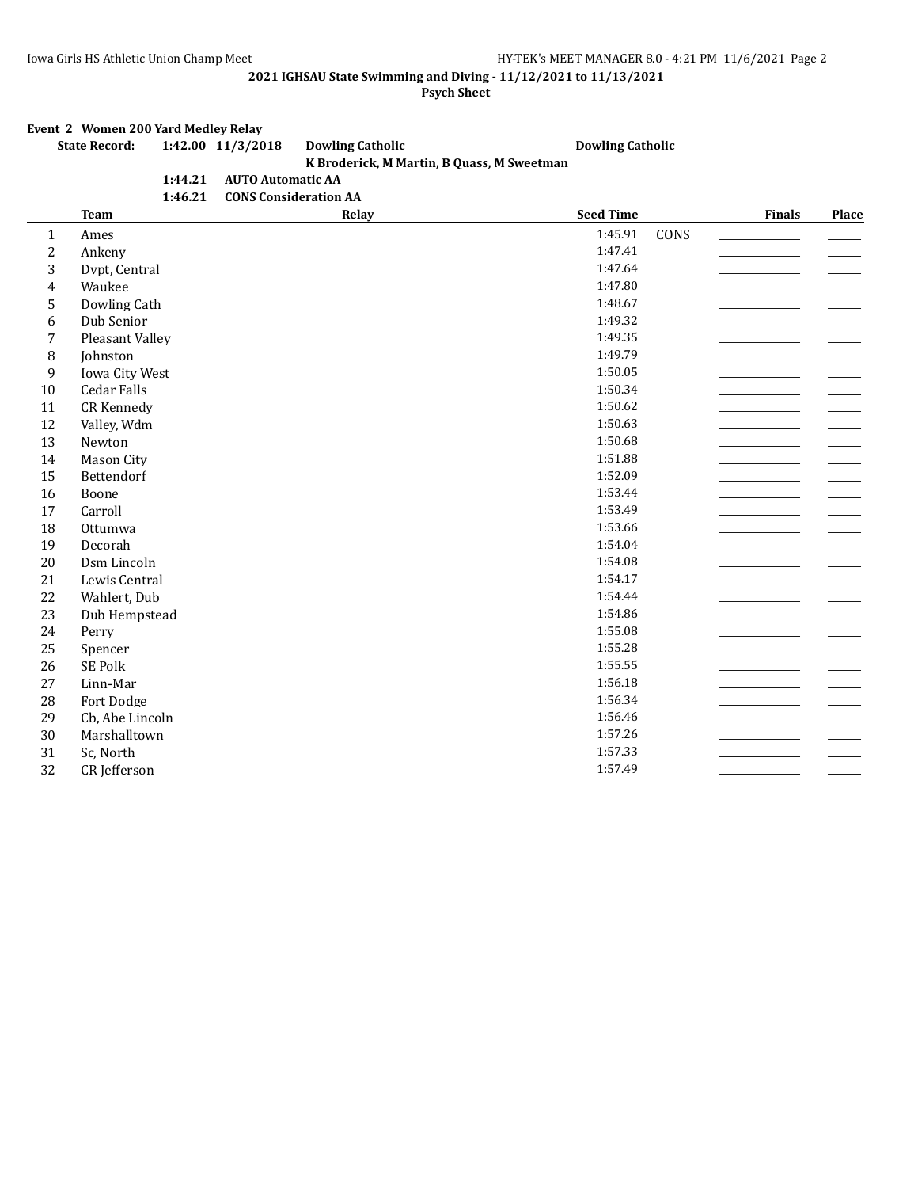**2021 IGHSAU State Swimming and Diving - 11/12/2021 to 11/13/2021**

**Psych Sheet**

### Event 2 Women 200 Yard Medley Relay

| | | | | |
|---|---|---|---|---|
| **State Record:** | **1:42.00** | **11/3/2018** | **Dowling Catholic** | **Dowling Catholic** |
| | | | **K Broderick, M Martin, B Quass, M Sweetman** | |
| | **1:44.21** | **AUTO Automatic AA** | | |
| | **1:46.21** | **CONS Consideration AA** | | |

| | Team | Relay | Seed Time | | Finals | Place |
|---|---|---|---|---|---|---|
| 1 | Ames | | 1:45.91 | CONS | ________ | ____ |
| 2 | Ankeny | | 1:47.41 | | ________ | ____ |
| 3 | Dvpt, Central | | 1:47.64 | | ________ | ____ |
| 4 | Waukee | | 1:47.80 | | ________ | ____ |
| 5 | Dowling Cath | | 1:48.67 | | ________ | ____ |
| 6 | Dub Senior | | 1:49.32 | | ________ | ____ |
| 7 | Pleasant Valley | | 1:49.35 | | ________ | ____ |
| 8 | Johnston | | 1:49.79 | | ________ | ____ |
| 9 | Iowa City West | | 1:50.05 | | ________ | ____ |
| 10 | Cedar Falls | | 1:50.34 | | ________ | ____ |
| 11 | CR Kennedy | | 1:50.62 | | ________ | ____ |
| 12 | Valley, Wdm | | 1:50.63 | | ________ | ____ |
| 13 | Newton | | 1:50.68 | | ________ | ____ |
| 14 | Mason City | | 1:51.88 | | ________ | ____ |
| 15 | Bettendorf | | 1:52.09 | | ________ | ____ |
| 16 | Boone | | 1:53.44 | | ________ | ____ |
| 17 | Carroll | | 1:53.49 | | ________ | ____ |
| 18 | Ottumwa | | 1:53.66 | | ________ | ____ |
| 19 | Decorah | | 1:54.04 | | ________ | ____ |
| 20 | Dsm Lincoln | | 1:54.08 | | ________ | ____ |
| 21 | Lewis Central | | 1:54.17 | | ________ | ____ |
| 22 | Wahlert, Dub | | 1:54.44 | | ________ | ____ |
| 23 | Dub Hempstead | | 1:54.86 | | ________ | ____ |
| 24 | Perry | | 1:55.08 | | ________ | ____ |
| 25 | Spencer | | 1:55.28 | | ________ | ____ |
| 26 | SE Polk | | 1:55.55 | | ________ | ____ |
| 27 | Linn-Mar | | 1:56.18 | | ________ | ____ |
| 28 | Fort Dodge | | 1:56.34 | | ________ | ____ |
| 29 | Cb, Abe Lincoln | | 1:56.46 | | ________ | ____ |
| 30 | Marshalltown | | 1:57.26 | | ________ | ____ |
| 31 | Sc, North | | 1:57.33 | | ________ | ____ |
| 32 | CR Jefferson | | 1:57.49 | | ________ | ____ |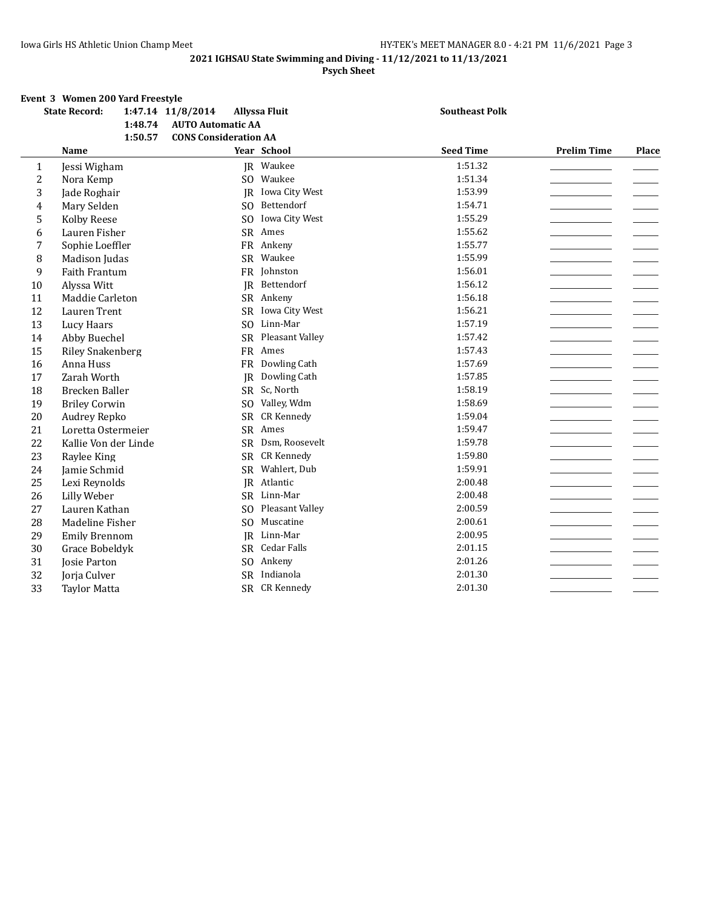**2021 IGHSAU State Swimming and Diving - 11/12/2021 to 11/13/2021**

**Psych Sheet**

### Event 3 Women 200 Yard Freestyle

| | | | |
|---|---|---|---|
| **State Record:** | 1:47.14 11/8/2014 | **Allyssa Fluit** | **Southeast Polk** |
| | 1:48.74 | **AUTO Automatic AA** | |
| | 1:50.57 | **CONS Consideration AA** | |

| | Name | Year | School | Seed Time | Prelim Time | Place |
|---|---|---|---|---|---|---|
| 1 | Jessi Wigham | JR | Waukee | 1:51.32 | | |
| 2 | Nora Kemp | SO | Waukee | 1:51.34 | | |
| 3 | Jade Roghair | JR | Iowa City West | 1:53.99 | | |
| 4 | Mary Selden | SO | Bettendorf | 1:54.71 | | |
| 5 | Kolby Reese | SO | Iowa City West | 1:55.29 | | |
| 6 | Lauren Fisher | SR | Ames | 1:55.62 | | |
| 7 | Sophie Loeffler | FR | Ankeny | 1:55.77 | | |
| 8 | Madison Judas | SR | Waukee | 1:55.99 | | |
| 9 | Faith Frantum | FR | Johnston | 1:56.01 | | |
| 10 | Alyssa Witt | JR | Bettendorf | 1:56.12 | | |
| 11 | Maddie Carleton | SR | Ankeny | 1:56.18 | | |
| 12 | Lauren Trent | SR | Iowa City West | 1:56.21 | | |
| 13 | Lucy Haars | SO | Linn-Mar | 1:57.19 | | |
| 14 | Abby Buechel | SR | Pleasant Valley | 1:57.42 | | |
| 15 | Riley Snakenberg | FR | Ames | 1:57.43 | | |
| 16 | Anna Huss | FR | Dowling Cath | 1:57.69 | | |
| 17 | Zarah Worth | JR | Dowling Cath | 1:57.85 | | |
| 18 | Brecken Baller | SR | Sc, North | 1:58.19 | | |
| 19 | Briley Corwin | SO | Valley, Wdm | 1:58.69 | | |
| 20 | Audrey Repko | SR | CR Kennedy | 1:59.04 | | |
| 21 | Loretta Ostermeier | SR | Ames | 1:59.47 | | |
| 22 | Kallie Von der Linde | SR | Dsm, Roosevelt | 1:59.78 | | |
| 23 | Raylee King | SR | CR Kennedy | 1:59.80 | | |
| 24 | Jamie Schmid | SR | Wahlert, Dub | 1:59.91 | | |
| 25 | Lexi Reynolds | JR | Atlantic | 2:00.48 | | |
| 26 | Lilly Weber | SR | Linn-Mar | 2:00.48 | | |
| 27 | Lauren Kathan | SO | Pleasant Valley | 2:00.59 | | |
| 28 | Madeline Fisher | SO | Muscatine | 2:00.61 | | |
| 29 | Emily Brennom | JR | Linn-Mar | 2:00.95 | | |
| 30 | Grace Bobeldyk | SR | Cedar Falls | 2:01.15 | | |
| 31 | Josie Parton | SO | Ankeny | 2:01.26 | | |
| 32 | Jorja Culver | SR | Indianola | 2:01.30 | | |
| 33 | Taylor Matta | SR | CR Kennedy | 2:01.30 | | |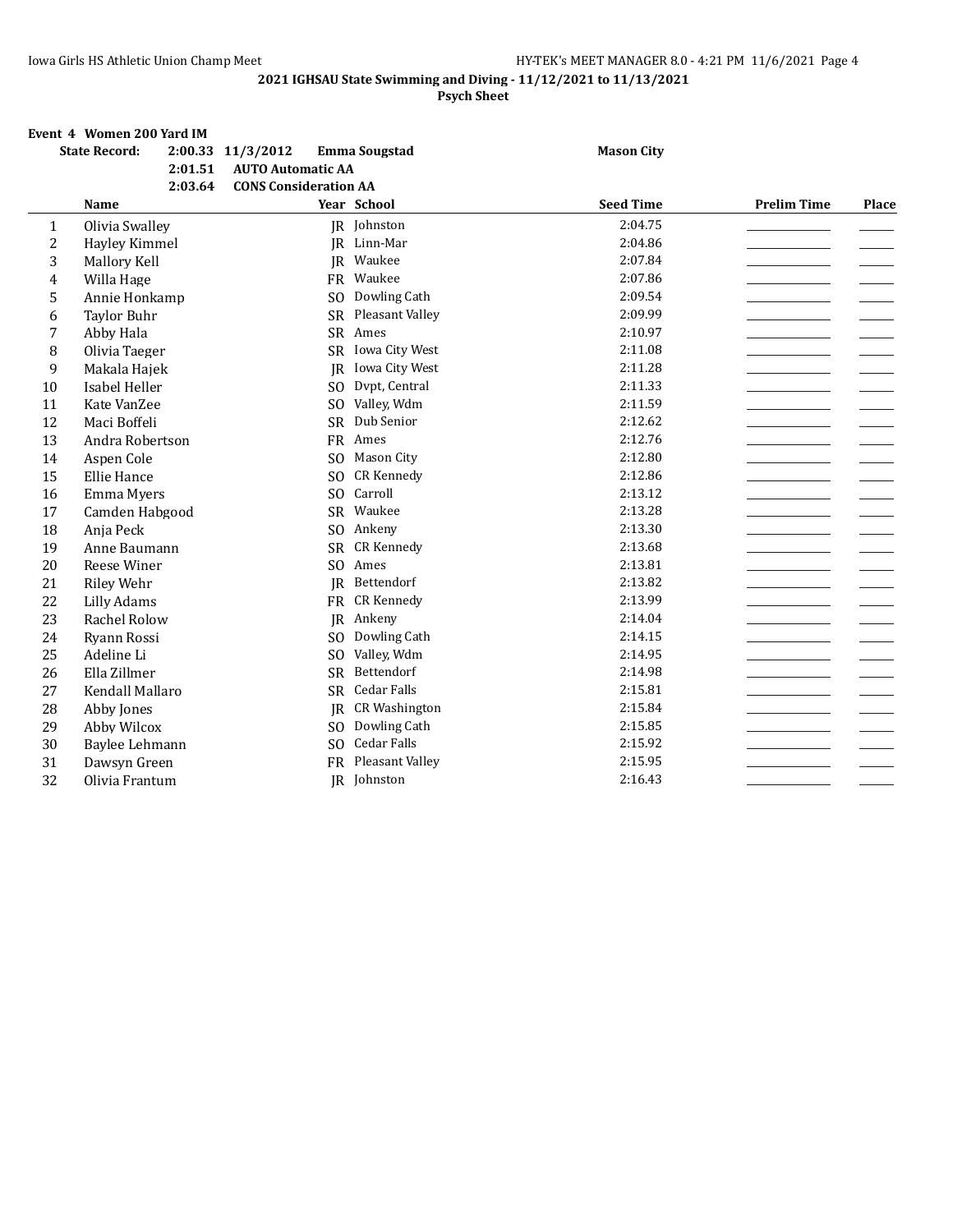**2021 IGHSAU State Swimming and Diving - 11/12/2021 to 11/13/2021**

**Psych Sheet**

**Event 4 Women 200 Yard IM**

| State Record: | 2:00.33 | 11/3/2012 | Emma Sougstad | Mason City |
|---|---|---|---|---|
| | 2:01.51 | AUTO Automatic AA | | |
| | 2:03.64 | CONS Consideration AA | | |

| | Name | Year | School | Seed Time | Prelim Time | Place |
|---|---|---|---|---|---|---|
| 1 | Olivia Swalley | JR | Johnston | 2:04.75 | | |
| 2 | Hayley Kimmel | JR | Linn-Mar | 2:04.86 | | |
| 3 | Mallory Kell | JR | Waukee | 2:07.84 | | |
| 4 | Willa Hage | FR | Waukee | 2:07.86 | | |
| 5 | Annie Honkamp | SO | Dowling Cath | 2:09.54 | | |
| 6 | Taylor Buhr | SR | Pleasant Valley | 2:09.99 | | |
| 7 | Abby Hala | SR | Ames | 2:10.97 | | |
| 8 | Olivia Taeger | SR | Iowa City West | 2:11.08 | | |
| 9 | Makala Hajek | JR | Iowa City West | 2:11.28 | | |
| 10 | Isabel Heller | SO | Dvpt, Central | 2:11.33 | | |
| 11 | Kate VanZee | SO | Valley, Wdm | 2:11.59 | | |
| 12 | Maci Boffeli | SR | Dub Senior | 2:12.62 | | |
| 13 | Andra Robertson | FR | Ames | 2:12.76 | | |
| 14 | Aspen Cole | SO | Mason City | 2:12.80 | | |
| 15 | Ellie Hance | SO | CR Kennedy | 2:12.86 | | |
| 16 | Emma Myers | SO | Carroll | 2:13.12 | | |
| 17 | Camden Habgood | SR | Waukee | 2:13.28 | | |
| 18 | Anja Peck | SO | Ankeny | 2:13.30 | | |
| 19 | Anne Baumann | SR | CR Kennedy | 2:13.68 | | |
| 20 | Reese Winer | SO | Ames | 2:13.81 | | |
| 21 | Riley Wehr | JR | Bettendorf | 2:13.82 | | |
| 22 | Lilly Adams | FR | CR Kennedy | 2:13.99 | | |
| 23 | Rachel Rolow | JR | Ankeny | 2:14.04 | | |
| 24 | Ryann Rossi | SO | Dowling Cath | 2:14.15 | | |
| 25 | Adeline Li | SO | Valley, Wdm | 2:14.95 | | |
| 26 | Ella Zillmer | SR | Bettendorf | 2:14.98 | | |
| 27 | Kendall Mallaro | SR | Cedar Falls | 2:15.81 | | |
| 28 | Abby Jones | JR | CR Washington | 2:15.84 | | |
| 29 | Abby Wilcox | SO | Dowling Cath | 2:15.85 | | |
| 30 | Baylee Lehmann | SO | Cedar Falls | 2:15.92 | | |
| 31 | Dawsyn Green | FR | Pleasant Valley | 2:15.95 | | |
| 32 | Olivia Frantum | JR | Johnston | 2:16.43 | | |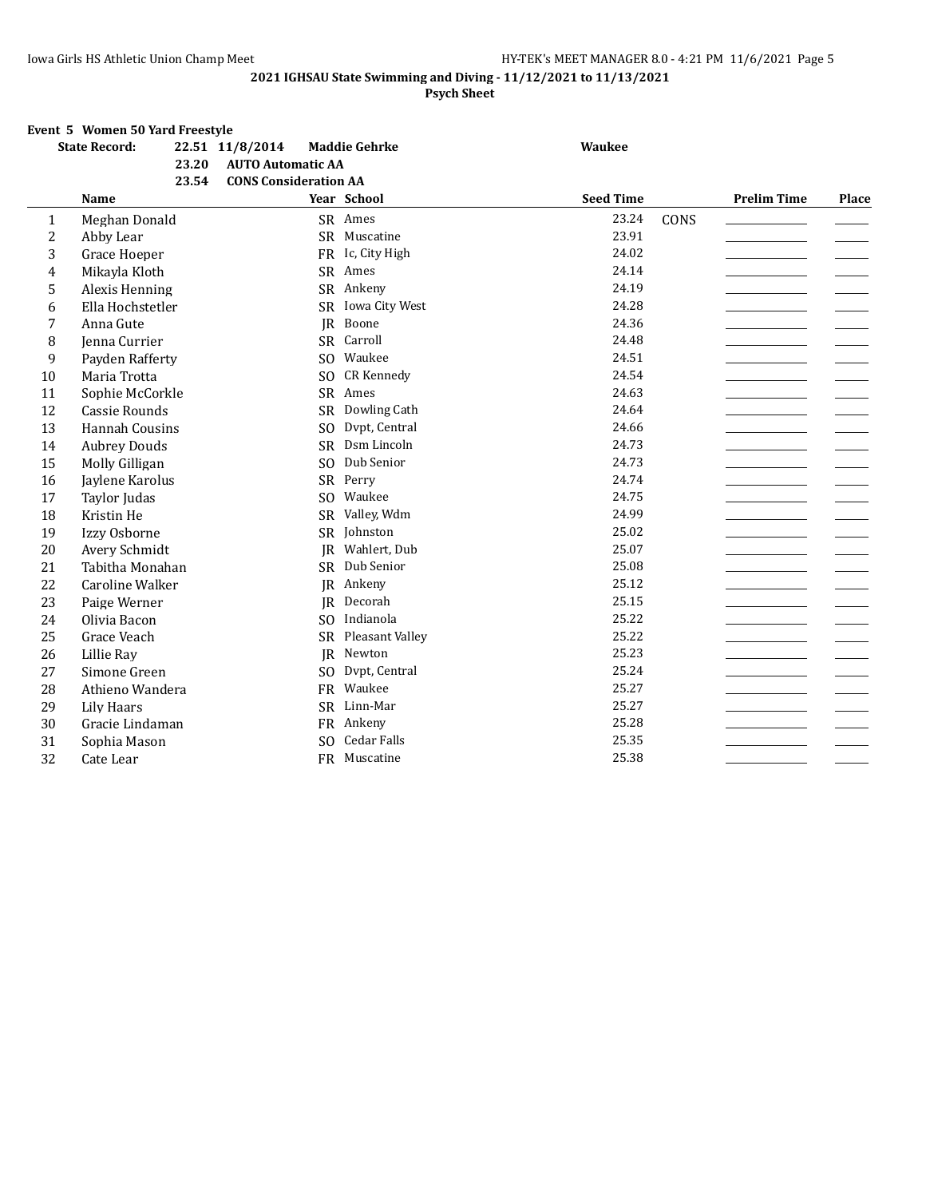**2021 IGHSAU State Swimming and Diving - 11/12/2021 to 11/13/2021**

**Psych Sheet**

### Event 5 Women 50 Yard Freestyle

| State Record: | 22.51 | 11/8/2014 | Maddie Gehrke | Waukee |
|---|---|---|---|---|
| | 23.20 | AUTO Automatic AA | | |
| | 23.54 | CONS Consideration AA | | |

| | Name | Year | School | Seed Time | | Prelim Time | Place |
|---|---|---|---|---|---|---|---|
| 1 | Meghan Donald | SR | Ames | 23.24 | CONS | | |
| 2 | Abby Lear | SR | Muscatine | 23.91 | | | |
| 3 | Grace Hoeper | FR | Ic, City High | 24.02 | | | |
| 4 | Mikayla Kloth | SR | Ames | 24.14 | | | |
| 5 | Alexis Henning | SR | Ankeny | 24.19 | | | |
| 6 | Ella Hochstetler | SR | Iowa City West | 24.28 | | | |
| 7 | Anna Gute | JR | Boone | 24.36 | | | |
| 8 | Jenna Currier | SR | Carroll | 24.48 | | | |
| 9 | Payden Rafferty | SO | Waukee | 24.51 | | | |
| 10 | Maria Trotta | SO | CR Kennedy | 24.54 | | | |
| 11 | Sophie McCorkle | SR | Ames | 24.63 | | | |
| 12 | Cassie Rounds | SR | Dowling Cath | 24.64 | | | |
| 13 | Hannah Cousins | SO | Dvpt, Central | 24.66 | | | |
| 14 | Aubrey Douds | SR | Dsm Lincoln | 24.73 | | | |
| 15 | Molly Gilligan | SO | Dub Senior | 24.73 | | | |
| 16 | Jaylene Karolus | SR | Perry | 24.74 | | | |
| 17 | Taylor Judas | SO | Waukee | 24.75 | | | |
| 18 | Kristin He | SR | Valley, Wdm | 24.99 | | | |
| 19 | Izzy Osborne | SR | Johnston | 25.02 | | | |
| 20 | Avery Schmidt | JR | Wahlert, Dub | 25.07 | | | |
| 21 | Tabitha Monahan | SR | Dub Senior | 25.08 | | | |
| 22 | Caroline Walker | JR | Ankeny | 25.12 | | | |
| 23 | Paige Werner | JR | Decorah | 25.15 | | | |
| 24 | Olivia Bacon | SO | Indianola | 25.22 | | | |
| 25 | Grace Veach | SR | Pleasant Valley | 25.22 | | | |
| 26 | Lillie Ray | JR | Newton | 25.23 | | | |
| 27 | Simone Green | SO | Dvpt, Central | 25.24 | | | |
| 28 | Athieno Wandera | FR | Waukee | 25.27 | | | |
| 29 | Lily Haars | SR | Linn-Mar | 25.27 | | | |
| 30 | Gracie Lindaman | FR | Ankeny | 25.28 | | | |
| 31 | Sophia Mason | SO | Cedar Falls | 25.35 | | | |
| 32 | Cate Lear | FR | Muscatine | 25.38 | | | |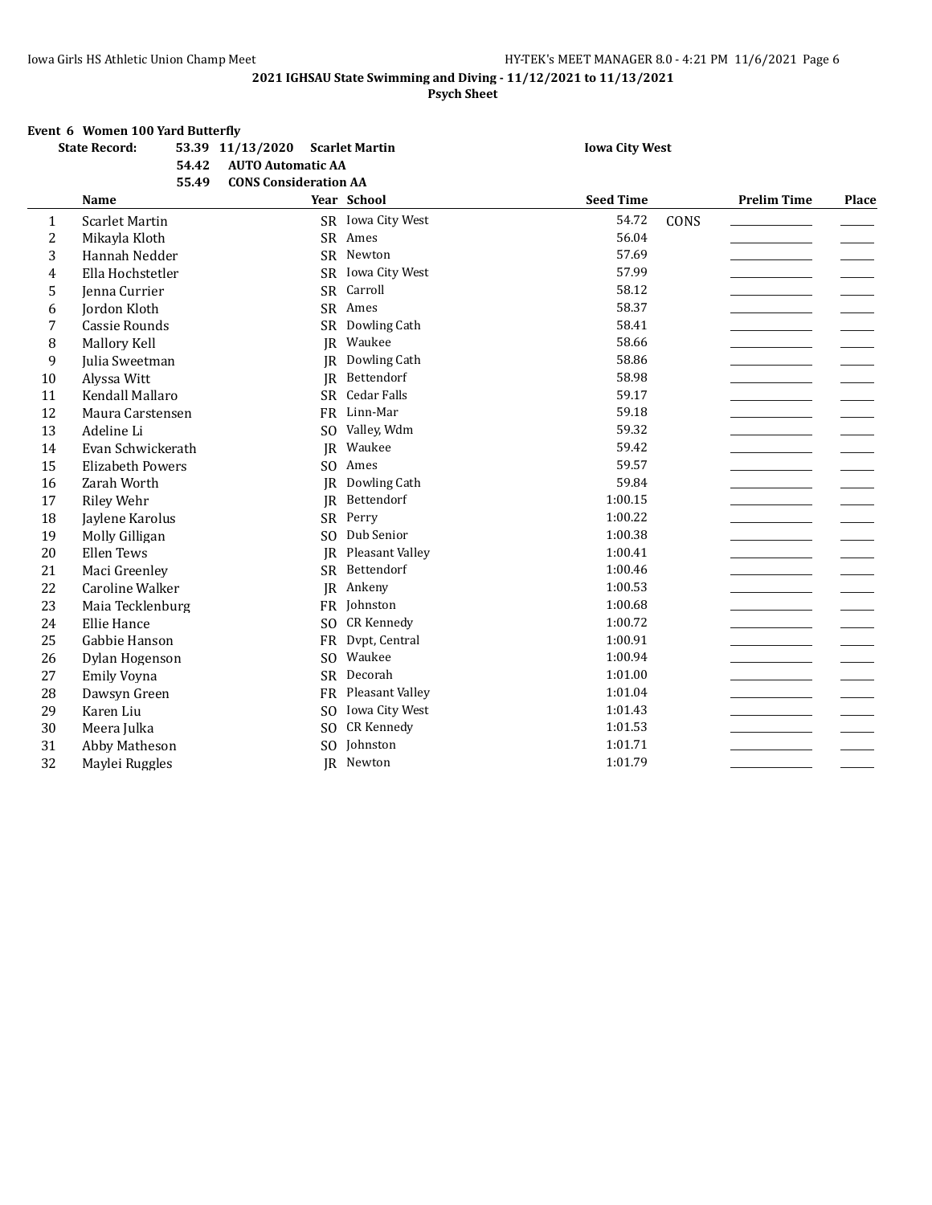**2021 IGHSAU State Swimming and Diving - 11/12/2021 to 11/13/2021**

**Psych Sheet**

**Event 6 Women 100 Yard Butterfly**

| State Record: | 53.39 | 11/13/2020 | Scarlet Martin | Iowa City West |
|---|---|---|---|---|
| | 54.42 | AUTO Automatic AA | | |
| | 55.49 | CONS Consideration AA | | |

| | Name | Year | School | Seed Time | | Prelim Time | Place |
|---|---|---|---|---|---|---|---|
| 1 | Scarlet Martin | SR | Iowa City West | 54.72 | CONS | | |
| 2 | Mikayla Kloth | SR | Ames | 56.04 | | | |
| 3 | Hannah Nedder | SR | Newton | 57.69 | | | |
| 4 | Ella Hochstetler | SR | Iowa City West | 57.99 | | | |
| 5 | Jenna Currier | SR | Carroll | 58.12 | | | |
| 6 | Jordon Kloth | SR | Ames | 58.37 | | | |
| 7 | Cassie Rounds | SR | Dowling Cath | 58.41 | | | |
| 8 | Mallory Kell | JR | Waukee | 58.66 | | | |
| 9 | Julia Sweetman | JR | Dowling Cath | 58.86 | | | |
| 10 | Alyssa Witt | JR | Bettendorf | 58.98 | | | |
| 11 | Kendall Mallaro | SR | Cedar Falls | 59.17 | | | |
| 12 | Maura Carstensen | FR | Linn-Mar | 59.18 | | | |
| 13 | Adeline Li | SO | Valley, Wdm | 59.32 | | | |
| 14 | Evan Schwickerath | JR | Waukee | 59.42 | | | |
| 15 | Elizabeth Powers | SO | Ames | 59.57 | | | |
| 16 | Zarah Worth | JR | Dowling Cath | 59.84 | | | |
| 17 | Riley Wehr | JR | Bettendorf | 1:00.15 | | | |
| 18 | Jaylene Karolus | SR | Perry | 1:00.22 | | | |
| 19 | Molly Gilligan | SO | Dub Senior | 1:00.38 | | | |
| 20 | Ellen Tews | JR | Pleasant Valley | 1:00.41 | | | |
| 21 | Maci Greenley | SR | Bettendorf | 1:00.46 | | | |
| 22 | Caroline Walker | JR | Ankeny | 1:00.53 | | | |
| 23 | Maia Tecklenburg | FR | Johnston | 1:00.68 | | | |
| 24 | Ellie Hance | SO | CR Kennedy | 1:00.72 | | | |
| 25 | Gabbie Hanson | FR | Dvpt, Central | 1:00.91 | | | |
| 26 | Dylan Hogenson | SO | Waukee | 1:00.94 | | | |
| 27 | Emily Voyna | SR | Decorah | 1:01.00 | | | |
| 28 | Dawsyn Green | FR | Pleasant Valley | 1:01.04 | | | |
| 29 | Karen Liu | SO | Iowa City West | 1:01.43 | | | |
| 30 | Meera Julka | SO | CR Kennedy | 1:01.53 | | | |
| 31 | Abby Matheson | SO | Johnston | 1:01.71 | | | |
| 32 | Maylei Ruggles | JR | Newton | 1:01.79 | | | |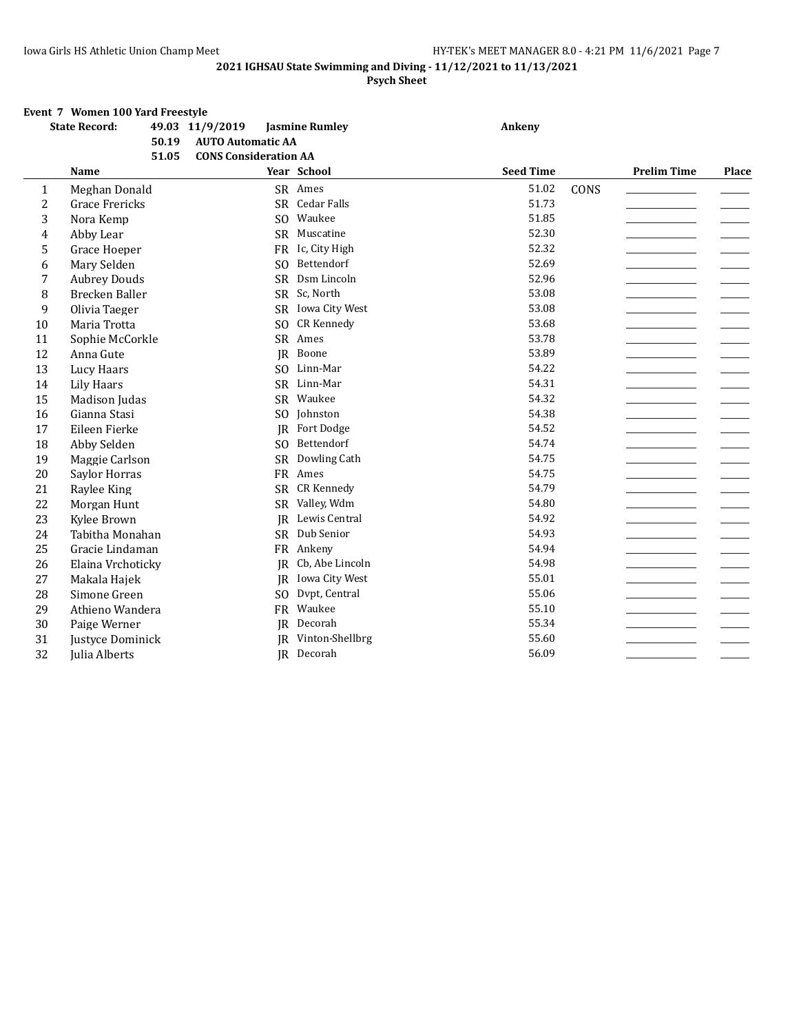## 2021 IGHSAU State Swimming and Diving - 11/12/2021 to 11/13/2021

**Psych Sheet**

### Event 7 Women 100 Yard Freestyle

| | | | | |
|---|---|---|---|---|
| **State Record:** | **49.03** | **11/9/2019** | **Jasmine Rumley** | **Ankeny** |
| | **50.19** | **AUTO Automatic AA** | | |
| | **51.05** | **CONS Consideration AA** | | |

| | Name | Year | School | Seed Time | | Prelim Time | Place |
|---|---|---|---|---|---|---|---|
| 1 | Meghan Donald | SR | Ames | 51.02 | CONS | | |
| 2 | Grace Frericks | SR | Cedar Falls | 51.73 | | | |
| 3 | Nora Kemp | SO | Waukee | 51.85 | | | |
| 4 | Abby Lear | SR | Muscatine | 52.30 | | | |
| 5 | Grace Hoeper | FR | Ic, City High | 52.32 | | | |
| 6 | Mary Selden | SO | Bettendorf | 52.69 | | | |
| 7 | Aubrey Douds | SR | Dsm Lincoln | 52.96 | | | |
| 8 | Brecken Baller | SR | Sc, North | 53.08 | | | |
| 9 | Olivia Taeger | SR | Iowa City West | 53.08 | | | |
| 10 | Maria Trotta | SO | CR Kennedy | 53.68 | | | |
| 11 | Sophie McCorkle | SR | Ames | 53.78 | | | |
| 12 | Anna Gute | JR | Boone | 53.89 | | | |
| 13 | Lucy Haars | SO | Linn-Mar | 54.22 | | | |
| 14 | Lily Haars | SR | Linn-Mar | 54.31 | | | |
| 15 | Madison Judas | SR | Waukee | 54.32 | | | |
| 16 | Gianna Stasi | SO | Johnston | 54.38 | | | |
| 17 | Eileen Fierke | JR | Fort Dodge | 54.52 | | | |
| 18 | Abby Selden | SO | Bettendorf | 54.74 | | | |
| 19 | Maggie Carlson | SR | Dowling Cath | 54.75 | | | |
| 20 | Saylor Horras | FR | Ames | 54.75 | | | |
| 21 | Raylee King | SR | CR Kennedy | 54.79 | | | |
| 22 | Morgan Hunt | SR | Valley, Wdm | 54.80 | | | |
| 23 | Kylee Brown | JR | Lewis Central | 54.92 | | | |
| 24 | Tabitha Monahan | SR | Dub Senior | 54.93 | | | |
| 25 | Gracie Lindaman | FR | Ankeny | 54.94 | | | |
| 26 | Elaina Vrchoticky | JR | Cb, Abe Lincoln | 54.98 | | | |
| 27 | Makala Hajek | JR | Iowa City West | 55.01 | | | |
| 28 | Simone Green | SO | Dvpt, Central | 55.06 | | | |
| 29 | Athieno Wandera | FR | Waukee | 55.10 | | | |
| 30 | Paige Werner | JR | Decorah | 55.34 | | | |
| 31 | Justyce Dominick | JR | Vinton-Shellbrg | 55.60 | | | |
| 32 | Julia Alberts | JR | Decorah | 56.09 | | | |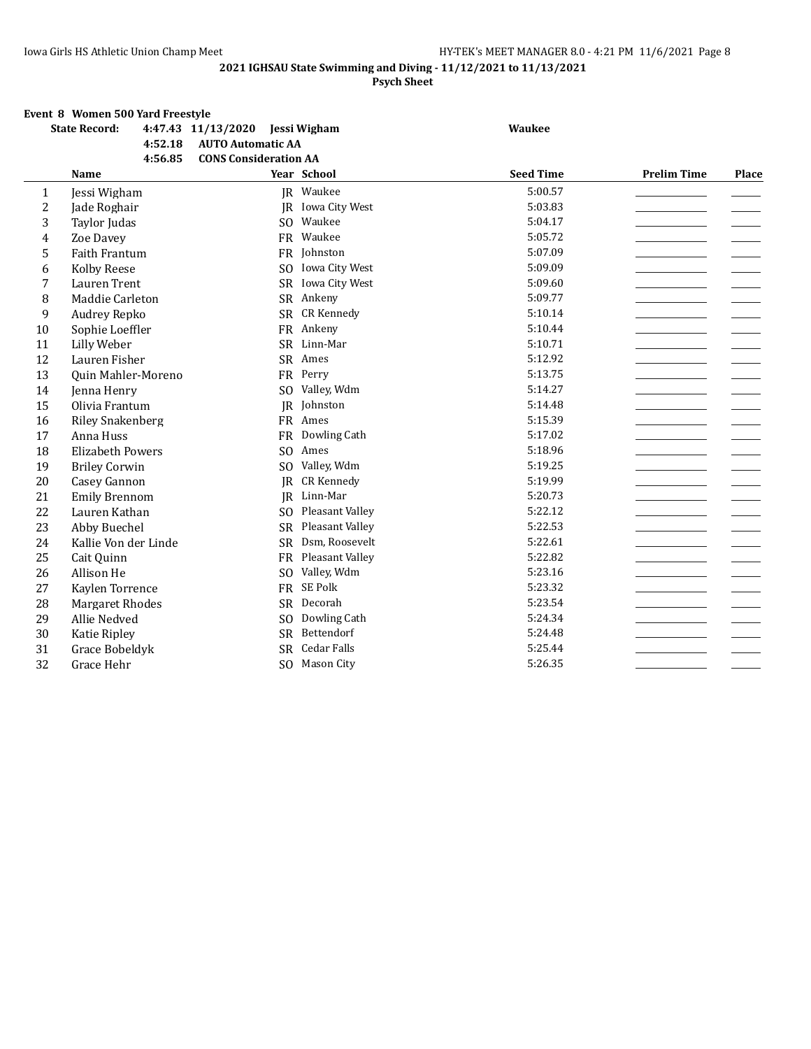**2021 IGHSAU State Swimming and Diving - 11/12/2021 to 11/13/2021**

**Psych Sheet**

**Event 8 Women 500 Yard Freestyle**

| | | | |
|---|---|---|---|
| **State Record:** | **4:47.43** | **11/13/2020 Jessi Wigham** | **Waukee** |
| | **4:52.18** | **AUTO Automatic AA** | |
| | **4:56.85** | **CONS Consideration AA** | |

| | Name | Year | School | Seed Time | Prelim Time | Place |
|---|---|---|---|---|---|---|
| 1 | Jessi Wigham | JR | Waukee | 5:00.57 | | |
| 2 | Jade Roghair | JR | Iowa City West | 5:03.83 | | |
| 3 | Taylor Judas | SO | Waukee | 5:04.17 | | |
| 4 | Zoe Davey | FR | Waukee | 5:05.72 | | |
| 5 | Faith Frantum | FR | Johnston | 5:07.09 | | |
| 6 | Kolby Reese | SO | Iowa City West | 5:09.09 | | |
| 7 | Lauren Trent | SR | Iowa City West | 5:09.60 | | |
| 8 | Maddie Carleton | SR | Ankeny | 5:09.77 | | |
| 9 | Audrey Repko | SR | CR Kennedy | 5:10.14 | | |
| 10 | Sophie Loeffler | FR | Ankeny | 5:10.44 | | |
| 11 | Lilly Weber | SR | Linn-Mar | 5:10.71 | | |
| 12 | Lauren Fisher | SR | Ames | 5:12.92 | | |
| 13 | Quin Mahler-Moreno | FR | Perry | 5:13.75 | | |
| 14 | Jenna Henry | SO | Valley, Wdm | 5:14.27 | | |
| 15 | Olivia Frantum | JR | Johnston | 5:14.48 | | |
| 16 | Riley Snakenberg | FR | Ames | 5:15.39 | | |
| 17 | Anna Huss | FR | Dowling Cath | 5:17.02 | | |
| 18 | Elizabeth Powers | SO | Ames | 5:18.96 | | |
| 19 | Briley Corwin | SO | Valley, Wdm | 5:19.25 | | |
| 20 | Casey Gannon | JR | CR Kennedy | 5:19.99 | | |
| 21 | Emily Brennom | JR | Linn-Mar | 5:20.73 | | |
| 22 | Lauren Kathan | SO | Pleasant Valley | 5:22.12 | | |
| 23 | Abby Buechel | SR | Pleasant Valley | 5:22.53 | | |
| 24 | Kallie Von der Linde | SR | Dsm, Roosevelt | 5:22.61 | | |
| 25 | Cait Quinn | FR | Pleasant Valley | 5:22.82 | | |
| 26 | Allison He | SO | Valley, Wdm | 5:23.16 | | |
| 27 | Kaylen Torrence | FR | SE Polk | 5:23.32 | | |
| 28 | Margaret Rhodes | SR | Decorah | 5:23.54 | | |
| 29 | Allie Nedved | SO | Dowling Cath | 5:24.34 | | |
| 30 | Katie Ripley | SR | Bettendorf | 5:24.48 | | |
| 31 | Grace Bobeldyk | SR | Cedar Falls | 5:25.44 | | |
| 32 | Grace Hehr | SO | Mason City | 5:26.35 | | |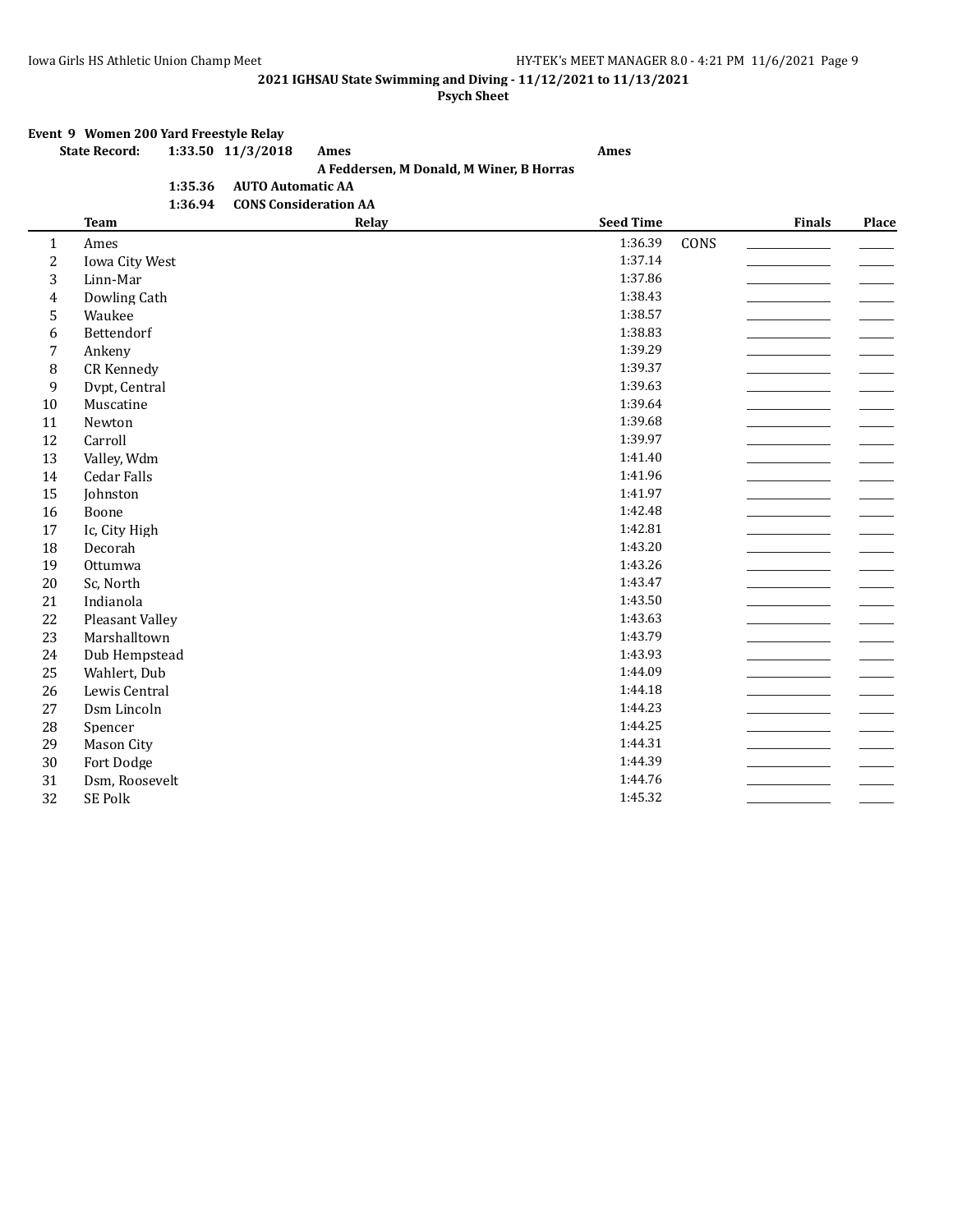**2021 IGHSAU State Swimming and Diving - 11/12/2021 to 11/13/2021**

**Psych Sheet**

**Event 9 Women 200 Yard Freestyle Relay**

| | | | | |
|---|---|---|---|---|
| **State Record:** | **1:33.50** | **11/3/2018** | **Ames** | **Ames** |
| | | | **A Feddersen, M Donald, M Winer, B Horras** | |
| | **1:35.36** | **AUTO Automatic AA** | | |
| | **1:36.94** | **CONS Consideration AA** | | |

| | Team | Relay | Seed Time | | Finals | Place |
|---|---|---|---|---|---|---|
| 1 | Ames | | 1:36.39 | CONS | ________ | ____ |
| 2 | Iowa City West | | 1:37.14 | | ________ | ____ |
| 3 | Linn-Mar | | 1:37.86 | | ________ | ____ |
| 4 | Dowling Cath | | 1:38.43 | | ________ | ____ |
| 5 | Waukee | | 1:38.57 | | ________ | ____ |
| 6 | Bettendorf | | 1:38.83 | | ________ | ____ |
| 7 | Ankeny | | 1:39.29 | | ________ | ____ |
| 8 | CR Kennedy | | 1:39.37 | | ________ | ____ |
| 9 | Dvpt, Central | | 1:39.63 | | ________ | ____ |
| 10 | Muscatine | | 1:39.64 | | ________ | ____ |
| 11 | Newton | | 1:39.68 | | ________ | ____ |
| 12 | Carroll | | 1:39.97 | | ________ | ____ |
| 13 | Valley, Wdm | | 1:41.40 | | ________ | ____ |
| 14 | Cedar Falls | | 1:41.96 | | ________ | ____ |
| 15 | Johnston | | 1:41.97 | | ________ | ____ |
| 16 | Boone | | 1:42.48 | | ________ | ____ |
| 17 | Ic, City High | | 1:42.81 | | ________ | ____ |
| 18 | Decorah | | 1:43.20 | | ________ | ____ |
| 19 | Ottumwa | | 1:43.26 | | ________ | ____ |
| 20 | Sc, North | | 1:43.47 | | ________ | ____ |
| 21 | Indianola | | 1:43.50 | | ________ | ____ |
| 22 | Pleasant Valley | | 1:43.63 | | ________ | ____ |
| 23 | Marshalltown | | 1:43.79 | | ________ | ____ |
| 24 | Dub Hempstead | | 1:43.93 | | ________ | ____ |
| 25 | Wahlert, Dub | | 1:44.09 | | ________ | ____ |
| 26 | Lewis Central | | 1:44.18 | | ________ | ____ |
| 27 | Dsm Lincoln | | 1:44.23 | | ________ | ____ |
| 28 | Spencer | | 1:44.25 | | ________ | ____ |
| 29 | Mason City | | 1:44.31 | | ________ | ____ |
| 30 | Fort Dodge | | 1:44.39 | | ________ | ____ |
| 31 | Dsm, Roosevelt | | 1:44.76 | | ________ | ____ |
| 32 | SE Polk | | 1:45.32 | | ________ | ____ |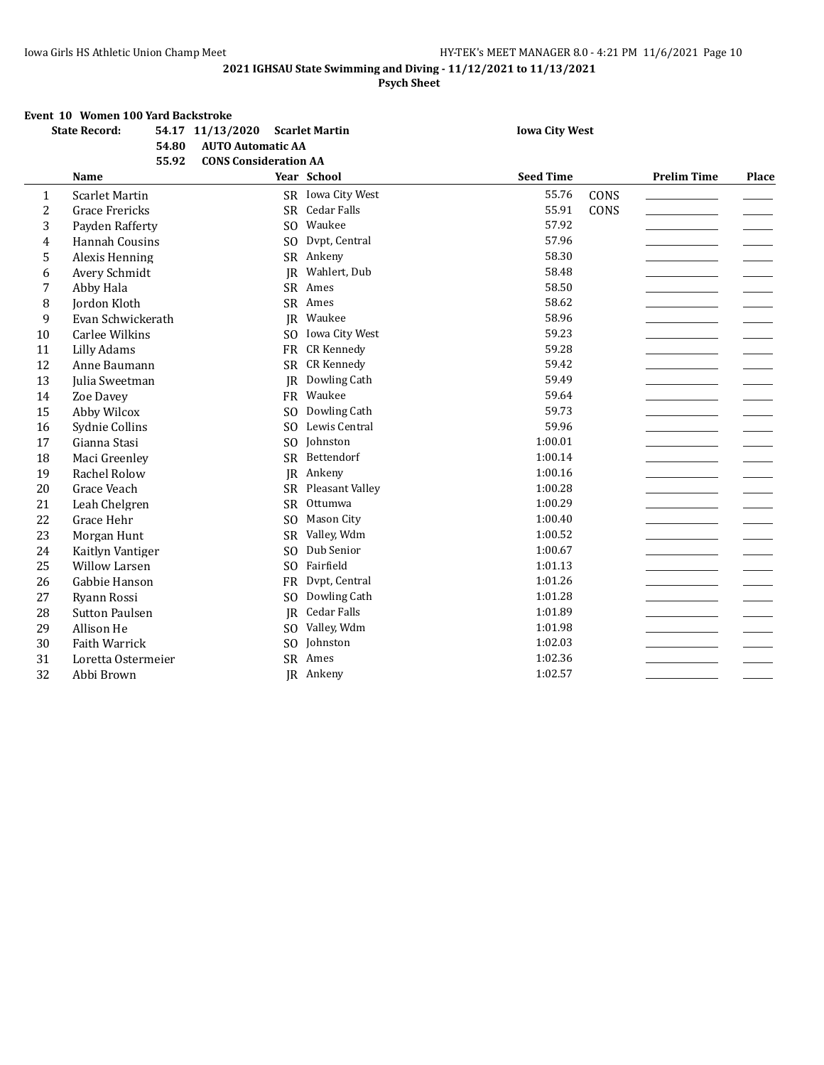**2021 IGHSAU State Swimming and Diving - 11/12/2021 to 11/13/2021**

**Psych Sheet**

### Event 10 Women 100 Yard Backstroke

| State Record: | 54.17 | 11/13/2020 | Scarlet Martin | Iowa City West |
|---|---|---|---|---|
| | 54.80 | AUTO Automatic AA | | |
| | 55.92 | CONS Consideration AA | | |

| | Name | Year | School | Seed Time | | Prelim Time | Place |
|---|---|---|---|---|---|---|---|
| 1 | Scarlet Martin | SR | Iowa City West | 55.76 | CONS | | |
| 2 | Grace Frericks | SR | Cedar Falls | 55.91 | CONS | | |
| 3 | Payden Rafferty | SO | Waukee | 57.92 | | | |
| 4 | Hannah Cousins | SO | Dvpt, Central | 57.96 | | | |
| 5 | Alexis Henning | SR | Ankeny | 58.30 | | | |
| 6 | Avery Schmidt | JR | Wahlert, Dub | 58.48 | | | |
| 7 | Abby Hala | SR | Ames | 58.50 | | | |
| 8 | Jordon Kloth | SR | Ames | 58.62 | | | |
| 9 | Evan Schwickerath | JR | Waukee | 58.96 | | | |
| 10 | Carlee Wilkins | SO | Iowa City West | 59.23 | | | |
| 11 | Lilly Adams | FR | CR Kennedy | 59.28 | | | |
| 12 | Anne Baumann | SR | CR Kennedy | 59.42 | | | |
| 13 | Julia Sweetman | JR | Dowling Cath | 59.49 | | | |
| 14 | Zoe Davey | FR | Waukee | 59.64 | | | |
| 15 | Abby Wilcox | SO | Dowling Cath | 59.73 | | | |
| 16 | Sydnie Collins | SO | Lewis Central | 59.96 | | | |
| 17 | Gianna Stasi | SO | Johnston | 1:00.01 | | | |
| 18 | Maci Greenley | SR | Bettendorf | 1:00.14 | | | |
| 19 | Rachel Rolow | JR | Ankeny | 1:00.16 | | | |
| 20 | Grace Veach | SR | Pleasant Valley | 1:00.28 | | | |
| 21 | Leah Chelgren | SR | Ottumwa | 1:00.29 | | | |
| 22 | Grace Hehr | SO | Mason City | 1:00.40 | | | |
| 23 | Morgan Hunt | SR | Valley, Wdm | 1:00.52 | | | |
| 24 | Kaitlyn Vantiger | SO | Dub Senior | 1:00.67 | | | |
| 25 | Willow Larsen | SO | Fairfield | 1:01.13 | | | |
| 26 | Gabbie Hanson | FR | Dvpt, Central | 1:01.26 | | | |
| 27 | Ryann Rossi | SO | Dowling Cath | 1:01.28 | | | |
| 28 | Sutton Paulsen | JR | Cedar Falls | 1:01.89 | | | |
| 29 | Allison He | SO | Valley, Wdm | 1:01.98 | | | |
| 30 | Faith Warrick | SO | Johnston | 1:02.03 | | | |
| 31 | Loretta Ostermeier | SR | Ames | 1:02.36 | | | |
| 32 | Abbi Brown | JR | Ankeny | 1:02.57 | | | |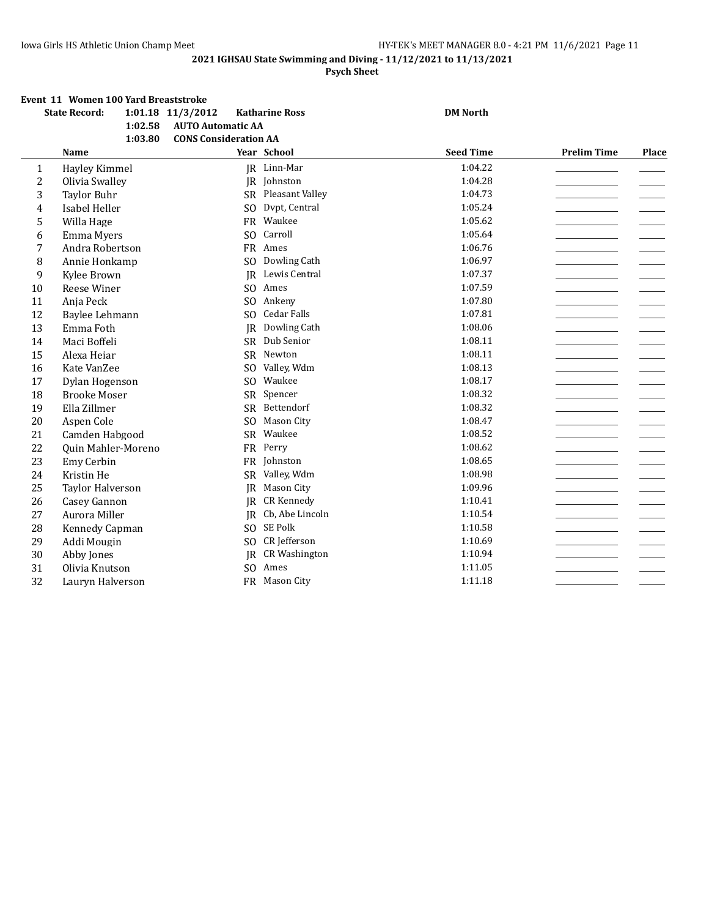**2021 IGHSAU State Swimming and Diving - 11/12/2021 to 11/13/2021**

**Psych Sheet**

### Event 11 Women 100 Yard Breaststroke

| | | | | |
|---|---|---|---|---|
| **State Record:** | **1:01.18** | **11/3/2012** | **Katharine Ross** | **DM North** |
| | **1:02.58** | **AUTO Automatic AA** | | |
| | **1:03.80** | **CONS Consideration AA** | | |

| | Name | Year | School | Seed Time | Prelim Time | Place |
|---|---|---|---|---|---|---|
| 1 | Hayley Kimmel | JR | Linn-Mar | 1:04.22 | | |
| 2 | Olivia Swalley | JR | Johnston | 1:04.28 | | |
| 3 | Taylor Buhr | SR | Pleasant Valley | 1:04.73 | | |
| 4 | Isabel Heller | SO | Dvpt, Central | 1:05.24 | | |
| 5 | Willa Hage | FR | Waukee | 1:05.62 | | |
| 6 | Emma Myers | SO | Carroll | 1:05.64 | | |
| 7 | Andra Robertson | FR | Ames | 1:06.76 | | |
| 8 | Annie Honkamp | SO | Dowling Cath | 1:06.97 | | |
| 9 | Kylee Brown | JR | Lewis Central | 1:07.37 | | |
| 10 | Reese Winer | SO | Ames | 1:07.59 | | |
| 11 | Anja Peck | SO | Ankeny | 1:07.80 | | |
| 12 | Baylee Lehmann | SO | Cedar Falls | 1:07.81 | | |
| 13 | Emma Foth | JR | Dowling Cath | 1:08.06 | | |
| 14 | Maci Boffeli | SR | Dub Senior | 1:08.11 | | |
| 15 | Alexa Heiar | SR | Newton | 1:08.11 | | |
| 16 | Kate VanZee | SO | Valley, Wdm | 1:08.13 | | |
| 17 | Dylan Hogenson | SO | Waukee | 1:08.17 | | |
| 18 | Brooke Moser | SR | Spencer | 1:08.32 | | |
| 19 | Ella Zillmer | SR | Bettendorf | 1:08.32 | | |
| 20 | Aspen Cole | SO | Mason City | 1:08.47 | | |
| 21 | Camden Habgood | SR | Waukee | 1:08.52 | | |
| 22 | Quin Mahler-Moreno | FR | Perry | 1:08.62 | | |
| 23 | Emy Cerbin | FR | Johnston | 1:08.65 | | |
| 24 | Kristin He | SR | Valley, Wdm | 1:08.98 | | |
| 25 | Taylor Halverson | JR | Mason City | 1:09.96 | | |
| 26 | Casey Gannon | JR | CR Kennedy | 1:10.41 | | |
| 27 | Aurora Miller | JR | Cb, Abe Lincoln | 1:10.54 | | |
| 28 | Kennedy Capman | SO | SE Polk | 1:10.58 | | |
| 29 | Addi Mougin | SO | CR Jefferson | 1:10.69 | | |
| 30 | Abby Jones | JR | CR Washington | 1:10.94 | | |
| 31 | Olivia Knutson | SO | Ames | 1:11.05 | | |
| 32 | Lauryn Halverson | FR | Mason City | 1:11.18 | | |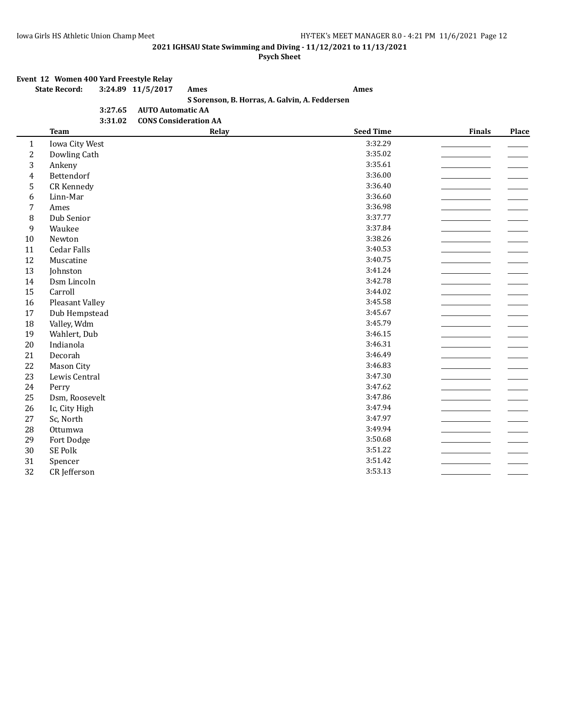**2021 IGHSAU State Swimming and Diving - 11/12/2021 to 11/13/2021**

**Psych Sheet**

### Event 12 Women 400 Yard Freestyle Relay

| | | | | |
|---|---|---|---|---|
| **State Record:** | **3:24.89** | **11/5/2017** | **Ames** | **Ames** |
| | | | **S Sorenson, B. Horras, A. Galvin, A. Feddersen** | |
| | **3:27.65** | **AUTO Automatic AA** | | |
| | **3:31.02** | **CONS Consideration AA** | | |

| | Team | Relay | Seed Time | Finals | Place |
|---|---|---|---|---|---|
| 1 | Iowa City West | | 3:32.29 | | |
| 2 | Dowling Cath | | 3:35.02 | | |
| 3 | Ankeny | | 3:35.61 | | |
| 4 | Bettendorf | | 3:36.00 | | |
| 5 | CR Kennedy | | 3:36.40 | | |
| 6 | Linn-Mar | | 3:36.60 | | |
| 7 | Ames | | 3:36.98 | | |
| 8 | Dub Senior | | 3:37.77 | | |
| 9 | Waukee | | 3:37.84 | | |
| 10 | Newton | | 3:38.26 | | |
| 11 | Cedar Falls | | 3:40.53 | | |
| 12 | Muscatine | | 3:40.75 | | |
| 13 | Johnston | | 3:41.24 | | |
| 14 | Dsm Lincoln | | 3:42.78 | | |
| 15 | Carroll | | 3:44.02 | | |
| 16 | Pleasant Valley | | 3:45.58 | | |
| 17 | Dub Hempstead | | 3:45.67 | | |
| 18 | Valley, Wdm | | 3:45.79 | | |
| 19 | Wahlert, Dub | | 3:46.15 | | |
| 20 | Indianola | | 3:46.31 | | |
| 21 | Decorah | | 3:46.49 | | |
| 22 | Mason City | | 3:46.83 | | |
| 23 | Lewis Central | | 3:47.30 | | |
| 24 | Perry | | 3:47.62 | | |
| 25 | Dsm, Roosevelt | | 3:47.86 | | |
| 26 | Ic, City High | | 3:47.94 | | |
| 27 | Sc, North | | 3:47.97 | | |
| 28 | Ottumwa | | 3:49.94 | | |
| 29 | Fort Dodge | | 3:50.68 | | |
| 30 | SE Polk | | 3:51.22 | | |
| 31 | Spencer | | 3:51.42 | | |
| 32 | CR Jefferson | | 3:53.13 | | |